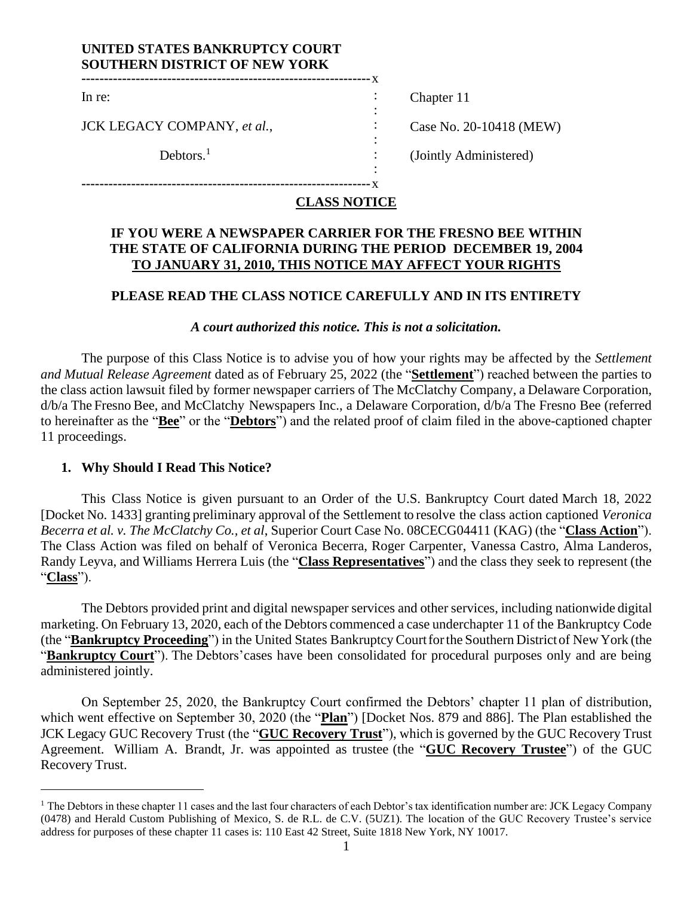**UNITED STATES BANKRUPTCY COURT**
**SOUTHERN DISTRICT OF NEW YORK**

| | | |
|---|---|---|
| In re: | : | Chapter 11 |
| JCK LEGACY COMPANY, *et al.*, | : | Case No. 20-10418 (MEW) |
| Debtors.[1] | : | (Jointly Administered) |

# CLASS NOTICE

## IF YOU WERE A NEWSPAPER CARRIER FOR THE FRESNO BEE WITHIN THE STATE OF CALIFORNIA DURING THE PERIOD DECEMBER 19, 2004 TO JANUARY 31, 2010, THIS NOTICE MAY AFFECT YOUR RIGHTS

**PLEASE READ THE CLASS NOTICE CAREFULLY AND IN ITS ENTIRETY**

***A court authorized this notice. This is not a solicitation.***

The purpose of this Class Notice is to advise you of how your rights may be affected by the *Settlement and Mutual Release Agreement* dated as of February 25, 2022 (the "**Settlement**") reached between the parties to the class action lawsuit filed by former newspaper carriers of The McClatchy Company, a Delaware Corporation, d/b/a The Fresno Bee, and McClatchy Newspapers Inc., a Delaware Corporation, d/b/a The Fresno Bee (referred to hereinafter as the "**Bee**" or the "**Debtors**") and the related proof of claim filed in the above-captioned chapter 11 proceedings.

### 1. Why Should I Read This Notice?

This Class Notice is given pursuant to an Order of the U.S. Bankruptcy Court dated March 18, 2022 [Docket No. 1433] granting preliminary approval of the Settlement to resolve the class action captioned *Veronica Becerra et al. v. The McClatchy Co.*, *et al*, Superior Court Case No. 08CECG04411 (KAG) (the "**Class Action**"). The Class Action was filed on behalf of Veronica Becerra, Roger Carpenter, Vanessa Castro, Alma Landeros, Randy Leyva, and Williams Herrera Luis (the "**Class Representatives**") and the class they seek to represent (the "**Class**").

The Debtors provided print and digital newspaper services and other services, including nationwide digital marketing. On February 13, 2020, each of the Debtors commenced a case under chapter 11 of the Bankruptcy Code (the "**Bankruptcy Proceeding**") in the United States Bankruptcy Court for the Southern District of New York (the "**Bankruptcy Court**"). The Debtors' cases have been consolidated for procedural purposes only and are being administered jointly.

On September 25, 2020, the Bankruptcy Court confirmed the Debtors' chapter 11 plan of distribution, which went effective on September 30, 2020 (the "**Plan**") [Docket Nos. 879 and 886]. The Plan established the JCK Legacy GUC Recovery Trust (the "**GUC Recovery Trust**"), which is governed by the GUC Recovery Trust Agreement. William A. Brandt, Jr. was appointed as trustee (the "**GUC Recovery Trustee**") of the GUC Recovery Trust.

[1] The Debtors in these chapter 11 cases and the last four characters of each Debtor's tax identification number are: JCK Legacy Company (0478) and Herald Custom Publishing of Mexico, S. de R.L. de C.V. (5UZ1). The location of the GUC Recovery Trustee's service address for purposes of these chapter 11 cases is: 110 East 42 Street, Suite 1818 New York, NY 10017.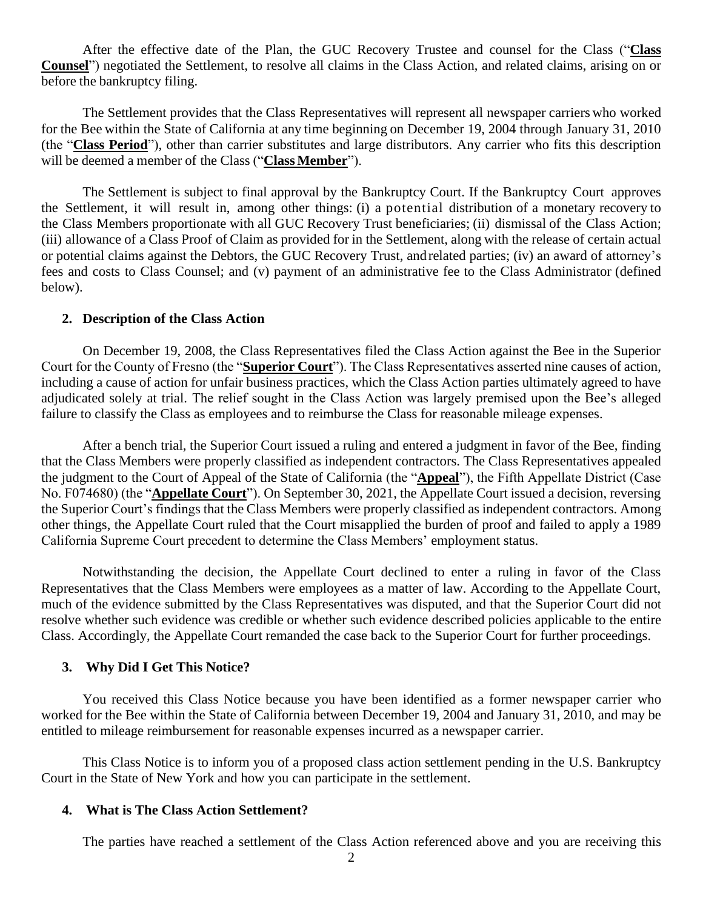After the effective date of the Plan, the GUC Recovery Trustee and counsel for the Class ("**Class Counsel**") negotiated the Settlement, to resolve all claims in the Class Action, and related claims, arising on or before the bankruptcy filing.

The Settlement provides that the Class Representatives will represent all newspaper carriers who worked for the Bee within the State of California at any time beginning on December 19, 2004 through January 31, 2010 (the "**Class Period**"), other than carrier substitutes and large distributors. Any carrier who fits this description will be deemed a member of the Class ("**Class Member**").

The Settlement is subject to final approval by the Bankruptcy Court. If the Bankruptcy Court approves the Settlement, it will result in, among other things: (i) a potential distribution of a monetary recovery to the Class Members proportionate with all GUC Recovery Trust beneficiaries; (ii) dismissal of the Class Action; (iii) allowance of a Class Proof of Claim as provided for in the Settlement, along with the release of certain actual or potential claims against the Debtors, the GUC Recovery Trust, and related parties; (iv) an award of attorney's fees and costs to Class Counsel; and (v) payment of an administrative fee to the Class Administrator (defined below).

## 2. Description of the Class Action

On December 19, 2008, the Class Representatives filed the Class Action against the Bee in the Superior Court for the County of Fresno (the "**Superior Court**"). The Class Representatives asserted nine causes of action, including a cause of action for unfair business practices, which the Class Action parties ultimately agreed to have adjudicated solely at trial. The relief sought in the Class Action was largely premised upon the Bee's alleged failure to classify the Class as employees and to reimburse the Class for reasonable mileage expenses.

After a bench trial, the Superior Court issued a ruling and entered a judgment in favor of the Bee, finding that the Class Members were properly classified as independent contractors. The Class Representatives appealed the judgment to the Court of Appeal of the State of California (the "**Appeal**"), the Fifth Appellate District (Case No. F074680) (the "**Appellate Court**"). On September 30, 2021, the Appellate Court issued a decision, reversing the Superior Court's findings that the Class Members were properly classified as independent contractors. Among other things, the Appellate Court ruled that the Court misapplied the burden of proof and failed to apply a 1989 California Supreme Court precedent to determine the Class Members' employment status.

Notwithstanding the decision, the Appellate Court declined to enter a ruling in favor of the Class Representatives that the Class Members were employees as a matter of law. According to the Appellate Court, much of the evidence submitted by the Class Representatives was disputed, and that the Superior Court did not resolve whether such evidence was credible or whether such evidence described policies applicable to the entire Class. Accordingly, the Appellate Court remanded the case back to the Superior Court for further proceedings.

## 3. Why Did I Get This Notice?

You received this Class Notice because you have been identified as a former newspaper carrier who worked for the Bee within the State of California between December 19, 2004 and January 31, 2010, and may be entitled to mileage reimbursement for reasonable expenses incurred as a newspaper carrier.

This Class Notice is to inform you of a proposed class action settlement pending in the U.S. Bankruptcy Court in the State of New York and how you can participate in the settlement.

## 4. What is The Class Action Settlement?

The parties have reached a settlement of the Class Action referenced above and you are receiving this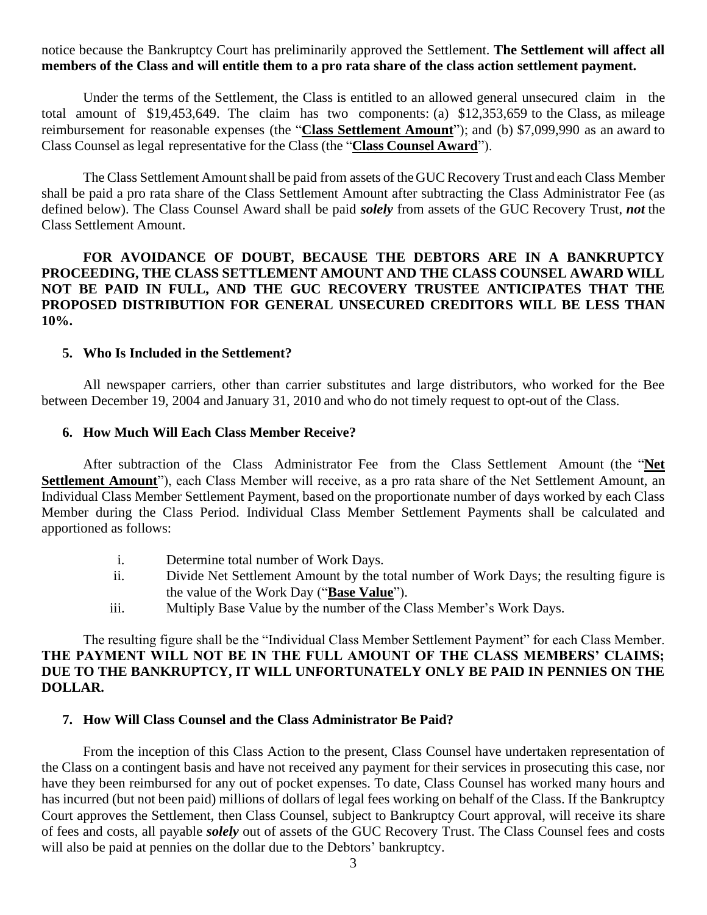notice because the Bankruptcy Court has preliminarily approved the Settlement. **The Settlement will affect all members of the Class and will entitle them to a pro rata share of the class action settlement payment.**

Under the terms of the Settlement, the Class is entitled to an allowed general unsecured claim in the total amount of $19,453,649. The claim has two components: (a) $12,353,659 to the Class, as mileage reimbursement for reasonable expenses (the "**Class Settlement Amount**"); and (b) $7,099,990 as an award to Class Counsel as legal representative for the Class (the "**Class Counsel Award**").

The Class Settlement Amount shall be paid from assets of the GUC Recovery Trust and each Class Member shall be paid a pro rata share of the Class Settlement Amount after subtracting the Class Administrator Fee (as defined below). The Class Counsel Award shall be paid ***solely*** from assets of the GUC Recovery Trust, ***not*** the Class Settlement Amount.

**FOR AVOIDANCE OF DOUBT, BECAUSE THE DEBTORS ARE IN A BANKRUPTCY PROCEEDING, THE CLASS SETTLEMENT AMOUNT AND THE CLASS COUNSEL AWARD WILL NOT BE PAID IN FULL, AND THE GUC RECOVERY TRUSTEE ANTICIPATES THAT THE PROPOSED DISTRIBUTION FOR GENERAL UNSECURED CREDITORS WILL BE LESS THAN 10%.**

### 5. Who Is Included in the Settlement?

All newspaper carriers, other than carrier substitutes and large distributors, who worked for the Bee between December 19, 2004 and January 31, 2010 and who do not timely request to opt-out of the Class.

### 6. How Much Will Each Class Member Receive?

After subtraction of the Class Administrator Fee from the Class Settlement Amount (the "**Net Settlement Amount**"), each Class Member will receive, as a pro rata share of the Net Settlement Amount, an Individual Class Member Settlement Payment, based on the proportionate number of days worked by each Class Member during the Class Period. Individual Class Member Settlement Payments shall be calculated and apportioned as follows:

i. Determine total number of Work Days.
ii. Divide Net Settlement Amount by the total number of Work Days; the resulting figure is the value of the Work Day ("**Base Value**").
iii. Multiply Base Value by the number of the Class Member's Work Days.

The resulting figure shall be the "Individual Class Member Settlement Payment" for each Class Member. **THE PAYMENT WILL NOT BE IN THE FULL AMOUNT OF THE CLASS MEMBERS' CLAIMS; DUE TO THE BANKRUPTCY, IT WILL UNFORTUNATELY ONLY BE PAID IN PENNIES ON THE DOLLAR.**

### 7. How Will Class Counsel and the Class Administrator Be Paid?

From the inception of this Class Action to the present, Class Counsel have undertaken representation of the Class on a contingent basis and have not received any payment for their services in prosecuting this case, nor have they been reimbursed for any out of pocket expenses. To date, Class Counsel has worked many hours and has incurred (but not been paid) millions of dollars of legal fees working on behalf of the Class. If the Bankruptcy Court approves the Settlement, then Class Counsel, subject to Bankruptcy Court approval, will receive its share of fees and costs, all payable ***solely*** out of assets of the GUC Recovery Trust. The Class Counsel fees and costs will also be paid at pennies on the dollar due to the Debtors' bankruptcy.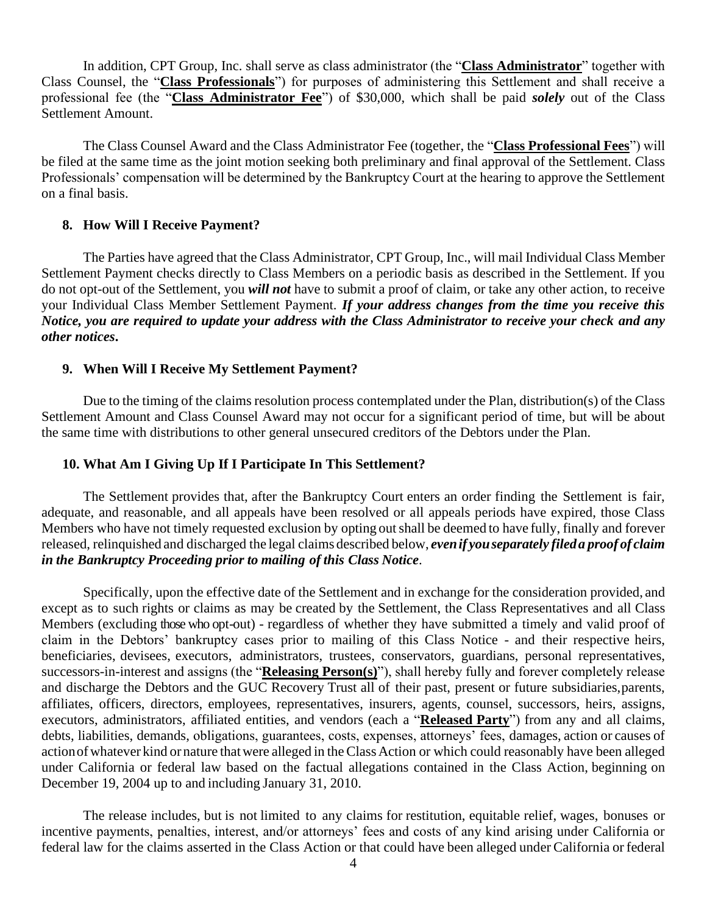In addition, CPT Group, Inc. shall serve as class administrator (the "**Class Administrator**" together with Class Counsel, the "**Class Professionals**") for purposes of administering this Settlement and shall receive a professional fee (the "**Class Administrator Fee**") of $30,000, which shall be paid ***solely*** out of the Class Settlement Amount.

The Class Counsel Award and the Class Administrator Fee (together, the "**Class Professional Fees**") will be filed at the same time as the joint motion seeking both preliminary and final approval of the Settlement. Class Professionals' compensation will be determined by the Bankruptcy Court at the hearing to approve the Settlement on a final basis.

### 8. How Will I Receive Payment?

The Parties have agreed that the Class Administrator, CPT Group, Inc., will mail Individual Class Member Settlement Payment checks directly to Class Members on a periodic basis as described in the Settlement. If you do not opt-out of the Settlement, you ***will not*** have to submit a proof of claim, or take any other action, to receive your Individual Class Member Settlement Payment. ***If your address changes from the time you receive this Notice, you are required to update your address with the Class Administrator to receive your check and any other notices.***

### 9. When Will I Receive My Settlement Payment?

Due to the timing of the claims resolution process contemplated under the Plan, distribution(s) of the Class Settlement Amount and Class Counsel Award may not occur for a significant period of time, but will be about the same time with distributions to other general unsecured creditors of the Debtors under the Plan.

### 10. What Am I Giving Up If I Participate In This Settlement?

The Settlement provides that, after the Bankruptcy Court enters an order finding the Settlement is fair, adequate, and reasonable, and all appeals have been resolved or all appeals periods have expired, those Class Members who have not timely requested exclusion by opting out shall be deemed to have fully, finally and forever released, relinquished and discharged the legal claims described below, ***even if you separately filed a proof of claim in the Bankruptcy Proceeding prior to mailing of this Class Notice***.

Specifically, upon the effective date of the Settlement and in exchange for the consideration provided, and except as to such rights or claims as may be created by the Settlement, the Class Representatives and all Class Members (excluding those who opt-out) - regardless of whether they have submitted a timely and valid proof of claim in the Debtors' bankruptcy cases prior to mailing of this Class Notice - and their respective heirs, beneficiaries, devisees, executors, administrators, trustees, conservators, guardians, personal representatives, successors-in-interest and assigns (the "**Releasing Person(s)**"), shall hereby fully and forever completely release and discharge the Debtors and the GUC Recovery Trust all of their past, present or future subsidiaries, parents, affiliates, officers, directors, employees, representatives, insurers, agents, counsel, successors, heirs, assigns, executors, administrators, affiliated entities, and vendors (each a "**Released Party**") from any and all claims, debts, liabilities, demands, obligations, guarantees, costs, expenses, attorneys' fees, damages, action or causes of action of whatever kind or nature that were alleged in the Class Action or which could reasonably have been alleged under California or federal law based on the factual allegations contained in the Class Action, beginning on December 19, 2004 up to and including January 31, 2010.

The release includes, but is not limited to any claims for restitution, equitable relief, wages, bonuses or incentive payments, penalties, interest, and/or attorneys' fees and costs of any kind arising under California or federal law for the claims asserted in the Class Action or that could have been alleged under California or federal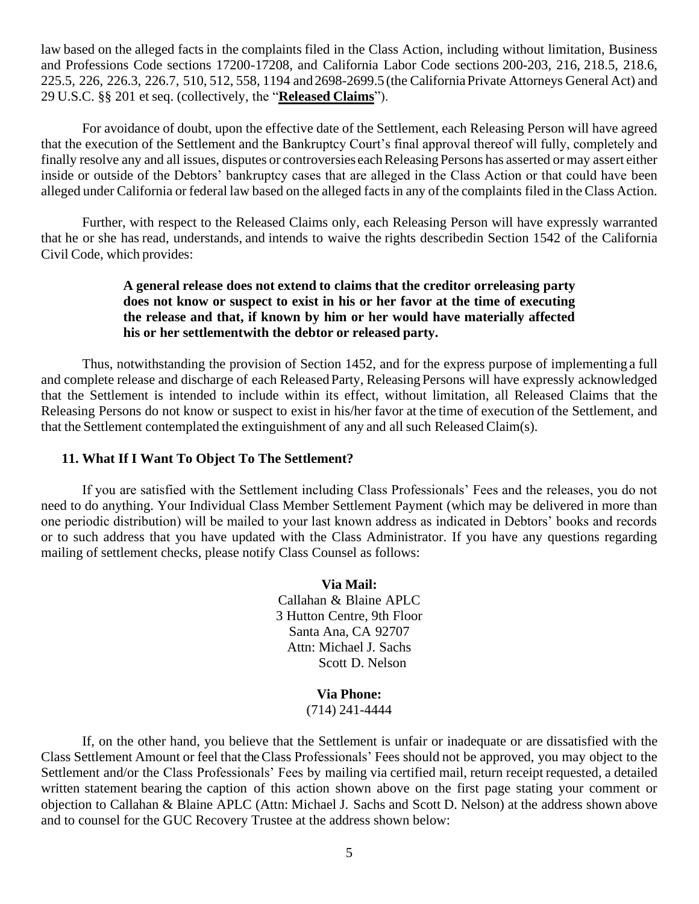law based on the alleged facts in the complaints filed in the Class Action, including without limitation, Business and Professions Code sections 17200-17208, and California Labor Code sections 200-203, 216, 218.5, 218.6, 225.5, 226, 226.3, 226.7, 510, 512, 558, 1194 and 2698-2699.5 (the California Private Attorneys General Act) and 29 U.S.C. §§ 201 et seq. (collectively, the "**Released Claims**").

For avoidance of doubt, upon the effective date of the Settlement, each Releasing Person will have agreed that the execution of the Settlement and the Bankruptcy Court's final approval thereof will fully, completely and finally resolve any and all issues, disputes or controversies each Releasing Persons has asserted or may assert either inside or outside of the Debtors' bankruptcy cases that are alleged in the Class Action or that could have been alleged under California or federal law based on the alleged facts in any of the complaints filed in the Class Action.

Further, with respect to the Released Claims only, each Releasing Person will have expressly warranted that he or she has read, understands, and intends to waive the rights describedin Section 1542 of the California Civil Code, which provides:

> **A general release does not extend to claims that the creditor orreleasing party does not know or suspect to exist in his or her favor at the time of executing the release and that, if known by him or her would have materially affected his or her settlementwith the debtor or released party.**

Thus, notwithstanding the provision of Section 1452, and for the express purpose of implementing a full and complete release and discharge of each Released Party, Releasing Persons will have expressly acknowledged that the Settlement is intended to include within its effect, without limitation, all Released Claims that the Releasing Persons do not know or suspect to exist in his/her favor at the time of execution of the Settlement, and that the Settlement contemplated the extinguishment of any and all such Released Claim(s).

### 11. What If I Want To Object To The Settlement?

If you are satisfied with the Settlement including Class Professionals' Fees and the releases, you do not need to do anything. Your Individual Class Member Settlement Payment (which may be delivered in more than one periodic distribution) will be mailed to your last known address as indicated in Debtors' books and records or to such address that you have updated with the Class Administrator. If you have any questions regarding mailing of settlement checks, please notify Class Counsel as follows:

**Via Mail:**
Callahan & Blaine APLC
3 Hutton Centre, 9th Floor
Santa Ana, CA 92707
Attn: Michael J. Sachs
Scott D. Nelson

**Via Phone:**
(714) 241-4444

If, on the other hand, you believe that the Settlement is unfair or inadequate or are dissatisfied with the Class Settlement Amount or feel that the Class Professionals' Fees should not be approved, you may object to the Settlement and/or the Class Professionals' Fees by mailing via certified mail, return receipt requested, a detailed written statement bearing the caption of this action shown above on the first page stating your comment or objection to Callahan & Blaine APLC (Attn: Michael J. Sachs and Scott D. Nelson) at the address shown above and to counsel for the GUC Recovery Trustee at the address shown below: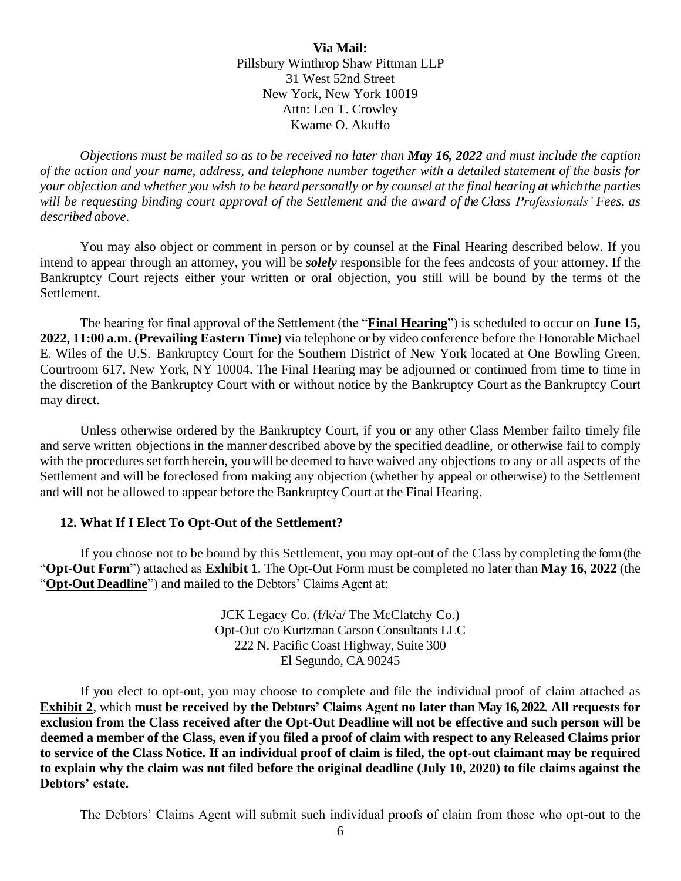**Via Mail:**
Pillsbury Winthrop Shaw Pittman LLP
31 West 52nd Street
New York, New York 10019
Attn: Leo T. Crowley
Kwame O. Akuffo

*Objections must be mailed so as to be received no later than **May 16, 2022** and must include the caption of the action and your name, address, and telephone number together with a detailed statement of the basis for your objection and whether you wish to be heard personally or by counsel at the final hearing at which the parties will be requesting binding court approval of the Settlement and the award of the Class Professionals' Fees, as described above*.

You may also object or comment in person or by counsel at the Final Hearing described below. If you intend to appear through an attorney, you will be ***solely*** responsible for the fees andcosts of your attorney. If the Bankruptcy Court rejects either your written or oral objection, you still will be bound by the terms of the Settlement.

The hearing for final approval of the Settlement (the "**Final Hearing**") is scheduled to occur on **June 15, 2022, 11:00 a.m. (Prevailing Eastern Time)** via telephone or by video conference before the Honorable Michael E. Wiles of the U.S. Bankruptcy Court for the Southern District of New York located at One Bowling Green, Courtroom 617, New York, NY 10004. The Final Hearing may be adjourned or continued from time to time in the discretion of the Bankruptcy Court with or without notice by the Bankruptcy Court as the Bankruptcy Court may direct.

Unless otherwise ordered by the Bankruptcy Court, if you or any other Class Member failto timely file and serve written objections in the manner described above by the specified deadline, or otherwise fail to comply with the procedures set forth herein, you will be deemed to have waived any objections to any or all aspects of the Settlement and will be foreclosed from making any objection (whether by appeal or otherwise) to the Settlement and will not be allowed to appear before the Bankruptcy Court at the Final Hearing.

### 12. What If I Elect To Opt-Out of the Settlement?

If you choose not to be bound by this Settlement, you may opt-out of the Class by completing the form (the "**Opt-Out Form**") attached as **Exhibit 1**. The Opt-Out Form must be completed no later than **May 16, 2022** (the "**Opt-Out Deadline**") and mailed to the Debtors' Claims Agent at:

JCK Legacy Co. (f/k/a/ The McClatchy Co.)
Opt-Out c/o Kurtzman Carson Consultants LLC
222 N. Pacific Coast Highway, Suite 300
El Segundo, CA 90245

If you elect to opt-out, you may choose to complete and file the individual proof of claim attached as **Exhibit 2**, which **must be received by the Debtors' Claims Agent no later than May 16, 2022**. **All requests for exclusion from the Class received after the Opt-Out Deadline will not be effective and such person will be deemed a member of the Class, even if you filed a proof of claim with respect to any Released Claims prior to service of the Class Notice. If an individual proof of claim is filed, the opt-out claimant may be required to explain why the claim was not filed before the original deadline (July 10, 2020) to file claims against the Debtors' estate.**

The Debtors' Claims Agent will submit such individual proofs of claim from those who opt-out to the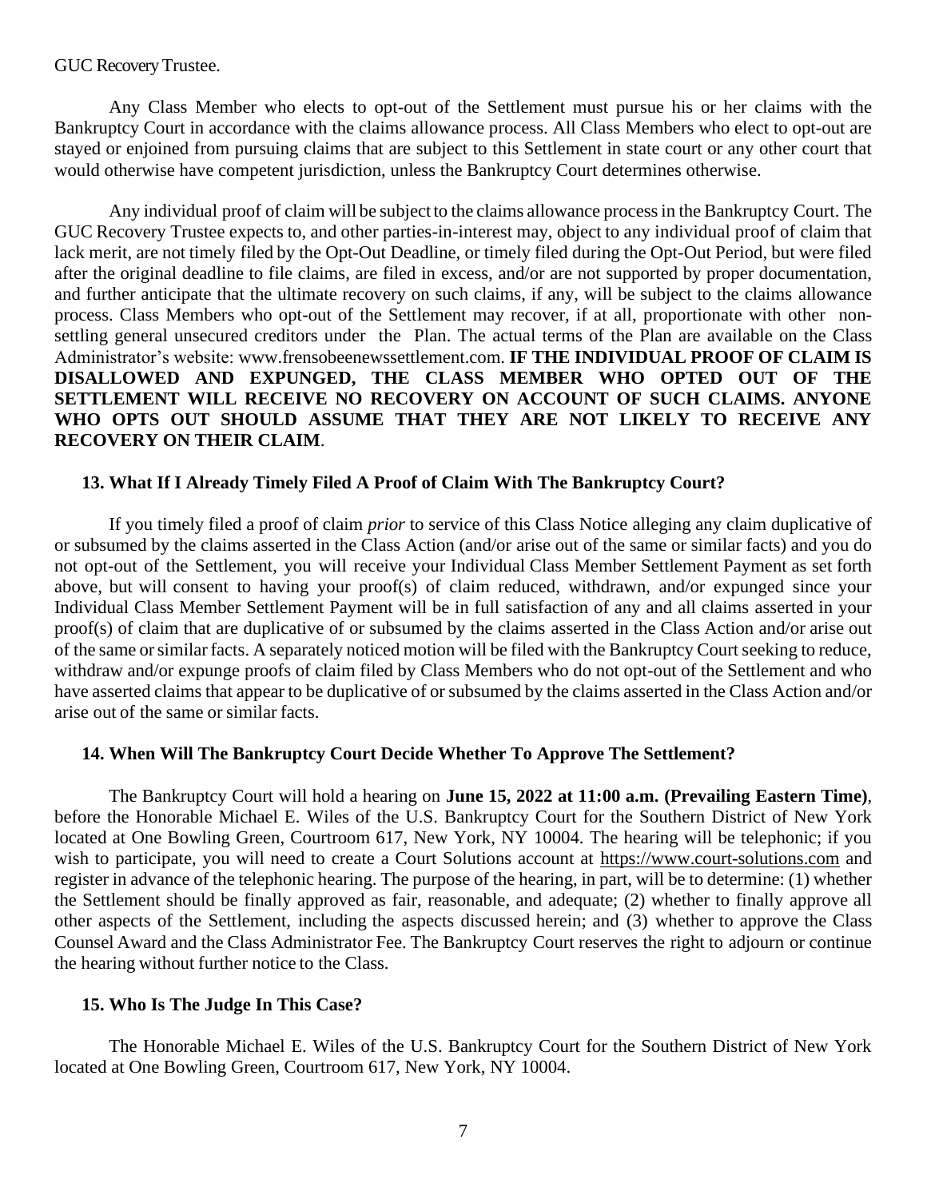GUC Recovery Trustee.

Any Class Member who elects to opt-out of the Settlement must pursue his or her claims with the Bankruptcy Court in accordance with the claims allowance process. All Class Members who elect to opt-out are stayed or enjoined from pursuing claims that are subject to this Settlement in state court or any other court that would otherwise have competent jurisdiction, unless the Bankruptcy Court determines otherwise.

Any individual proof of claim will be subject to the claims allowance process in the Bankruptcy Court. The GUC Recovery Trustee expects to, and other parties-in-interest may, object to any individual proof of claim that lack merit, are not timely filed by the Opt-Out Deadline, or timely filed during the Opt-Out Period, but were filed after the original deadline to file claims, are filed in excess, and/or are not supported by proper documentation, and further anticipate that the ultimate recovery on such claims, if any, will be subject to the claims allowance process. Class Members who opt-out of the Settlement may recover, if at all, proportionate with other non-settling general unsecured creditors under the Plan. The actual terms of the Plan are available on the Class Administrator's website: www.frensobeenewssettlement.com. **IF THE INDIVIDUAL PROOF OF CLAIM IS DISALLOWED AND EXPUNGED, THE CLASS MEMBER WHO OPTED OUT OF THE SETTLEMENT WILL RECEIVE NO RECOVERY ON ACCOUNT OF SUCH CLAIMS. ANYONE WHO OPTS OUT SHOULD ASSUME THAT THEY ARE NOT LIKELY TO RECEIVE ANY RECOVERY ON THEIR CLAIM**.

### 13. What If I Already Timely Filed A Proof of Claim With The Bankruptcy Court?

If you timely filed a proof of claim *prior* to service of this Class Notice alleging any claim duplicative of or subsumed by the claims asserted in the Class Action (and/or arise out of the same or similar facts) and you do not opt-out of the Settlement, you will receive your Individual Class Member Settlement Payment as set forth above, but will consent to having your proof(s) of claim reduced, withdrawn, and/or expunged since your Individual Class Member Settlement Payment will be in full satisfaction of any and all claims asserted in your proof(s) of claim that are duplicative of or subsumed by the claims asserted in the Class Action and/or arise out of the same or similar facts. A separately noticed motion will be filed with the Bankruptcy Court seeking to reduce, withdraw and/or expunge proofs of claim filed by Class Members who do not opt-out of the Settlement and who have asserted claims that appear to be duplicative of or subsumed by the claims asserted in the Class Action and/or arise out of the same or similar facts.

### 14. When Will The Bankruptcy Court Decide Whether To Approve The Settlement?

The Bankruptcy Court will hold a hearing on **June 15, 2022 at 11:00 a.m. (Prevailing Eastern Time)**, before the Honorable Michael E. Wiles of the U.S. Bankruptcy Court for the Southern District of New York located at One Bowling Green, Courtroom 617, New York, NY 10004. The hearing will be telephonic; if you wish to participate, you will need to create a Court Solutions account at https://www.court-solutions.com and register in advance of the telephonic hearing. The purpose of the hearing, in part, will be to determine: (1) whether the Settlement should be finally approved as fair, reasonable, and adequate; (2) whether to finally approve all other aspects of the Settlement, including the aspects discussed herein; and (3) whether to approve the Class Counsel Award and the Class Administrator Fee. The Bankruptcy Court reserves the right to adjourn or continue the hearing without further notice to the Class.

### 15. Who Is The Judge In This Case?

The Honorable Michael E. Wiles of the U.S. Bankruptcy Court for the Southern District of New York located at One Bowling Green, Courtroom 617, New York, NY 10004.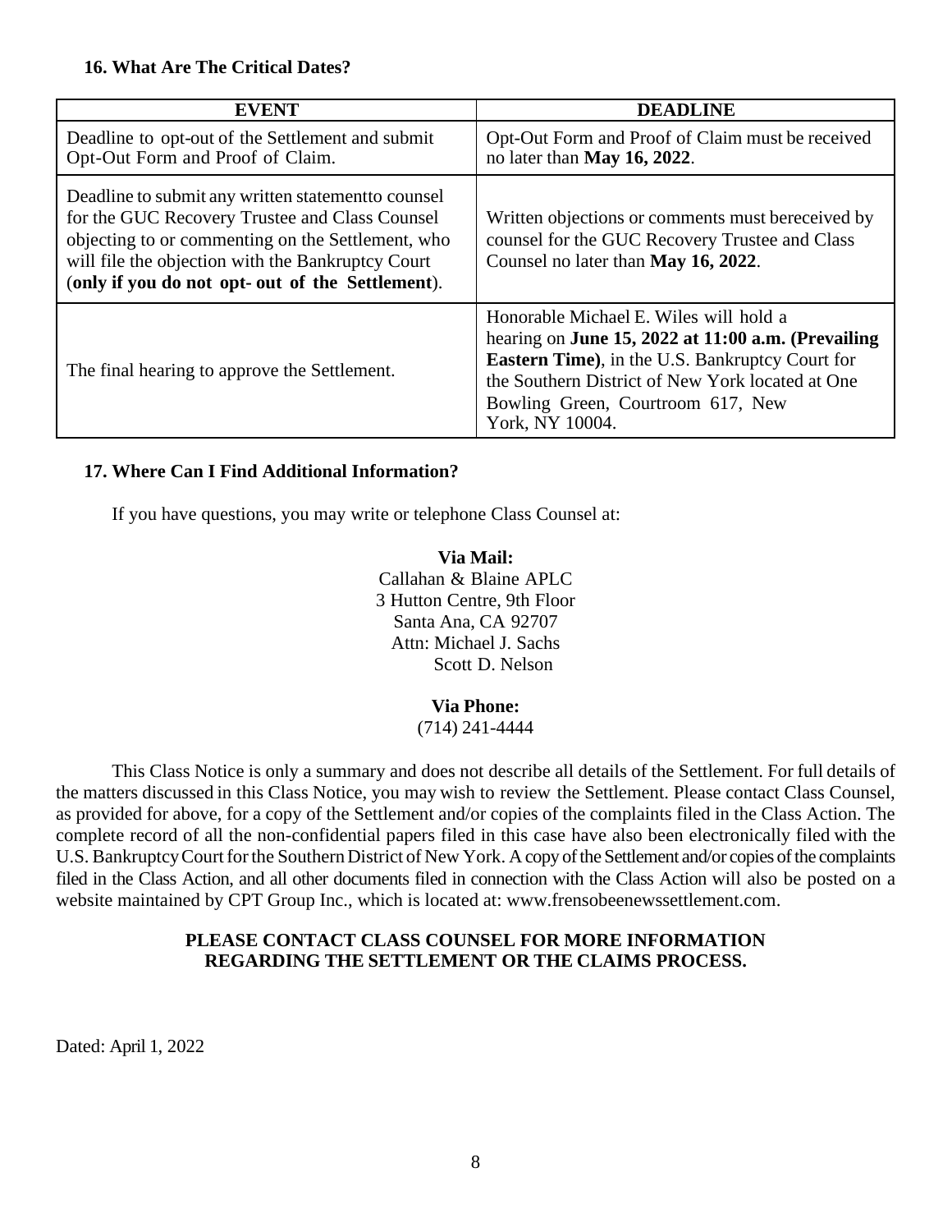### 16. What Are The Critical Dates?

| EVENT | DEADLINE |
| --- | --- |
| Deadline to opt-out of the Settlement and submit Opt-Out Form and Proof of Claim. | Opt-Out Form and Proof of Claim must be received no later than **May 16, 2022**. |
| Deadline to submit any written statementto counsel for the GUC Recovery Trustee and Class Counsel objecting to or commenting on the Settlement, who will file the objection with the Bankruptcy Court (**only if you do not opt- out of the Settlement**). | Written objections or comments must bereceived by counsel for the GUC Recovery Trustee and Class Counsel no later than **May 16, 2022**. |
| The final hearing to approve the Settlement. | Honorable Michael E. Wiles will hold a hearing on **June 15, 2022 at 11:00 a.m. (Prevailing Eastern Time)**, in the U.S. Bankruptcy Court for the Southern District of New York located at One Bowling Green, Courtroom 617, New York, NY 10004. |

### 17. Where Can I Find Additional Information?

If you have questions, you may write or telephone Class Counsel at:

**Via Mail:**
Callahan & Blaine APLC
3 Hutton Centre, 9th Floor
Santa Ana, CA 92707
Attn: Michael J. Sachs
Scott D. Nelson

**Via Phone:**
(714) 241-4444

This Class Notice is only a summary and does not describe all details of the Settlement. For full details of the matters discussed in this Class Notice, you may wish to review the Settlement. Please contact Class Counsel, as provided for above, for a copy of the Settlement and/or copies of the complaints filed in the Class Action. The complete record of all the non-confidential papers filed in this case have also been electronically filed with the U.S. Bankruptcy Court for the Southern District of New York. A copy of the Settlement and/or copies of the complaints filed in the Class Action, and all other documents filed in connection with the Class Action will also be posted on a website maintained by CPT Group Inc., which is located at: www.frensobeenewssettlement.com.

**PLEASE CONTACT CLASS COUNSEL FOR MORE INFORMATION REGARDING THE SETTLEMENT OR THE CLAIMS PROCESS.**

Dated: April 1, 2022